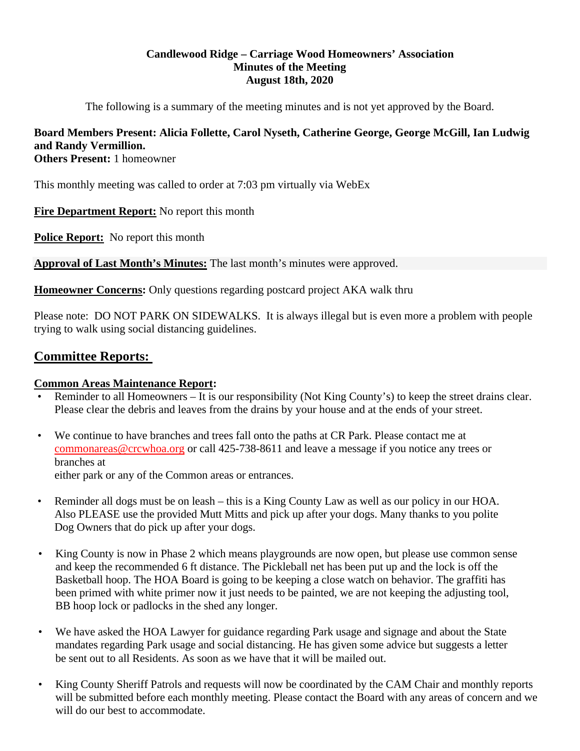**Candlewood Ridge – Carriage Wood Homeowners' Association**
**Minutes of the Meeting**
**August 18th, 2020**

The following is a summary of the meeting minutes and is not yet approved by the Board.

**Board Members Present: Alicia Follette, Carol Nyseth, Catherine George, George McGill, Ian Ludwig and Randy Vermillion.**
**Others Present:** 1 homeowner

This monthly meeting was called to order at 7:03 pm virtually via WebEx

**Fire Department Report:** No report this month

**Police Report:** No report this month

**Approval of Last Month's Minutes:** The last month's minutes were approved.

**Homeowner Concerns:** Only questions regarding postcard project AKA walk thru

Please note: DO NOT PARK ON SIDEWALKS. It is always illegal but is even more a problem with people trying to walk using social distancing guidelines.

## Committee Reports:

**Common Areas Maintenance Report:**

- Reminder to all Homeowners – It is our responsibility (Not King County's) to keep the street drains clear. Please clear the debris and leaves from the drains by your house and at the ends of your street.
- We continue to have branches and trees fall onto the paths at CR Park. Please contact me at commonareas@crcwhoa.org or call 425-738-8611 and leave a message if you notice any trees or branches at either park or any of the Common areas or entrances.
- Reminder all dogs must be on leash – this is a King County Law as well as our policy in our HOA. Also PLEASE use the provided Mutt Mitts and pick up after your dogs. Many thanks to you polite Dog Owners that do pick up after your dogs.
- King County is now in Phase 2 which means playgrounds are now open, but please use common sense and keep the recommended 6 ft distance. The Pickleball net has been put up and the lock is off the Basketball hoop. The HOA Board is going to be keeping a close watch on behavior. The graffiti has been primed with white primer now it just needs to be painted, we are not keeping the adjusting tool, BB hoop lock or padlocks in the shed any longer.
- We have asked the HOA Lawyer for guidance regarding Park usage and signage and about the State mandates regarding Park usage and social distancing. He has given some advice but suggests a letter be sent out to all Residents. As soon as we have that it will be mailed out.
- King County Sheriff Patrols and requests will now be coordinated by the CAM Chair and monthly reports will be submitted before each monthly meeting. Please contact the Board with any areas of concern and we will do our best to accommodate.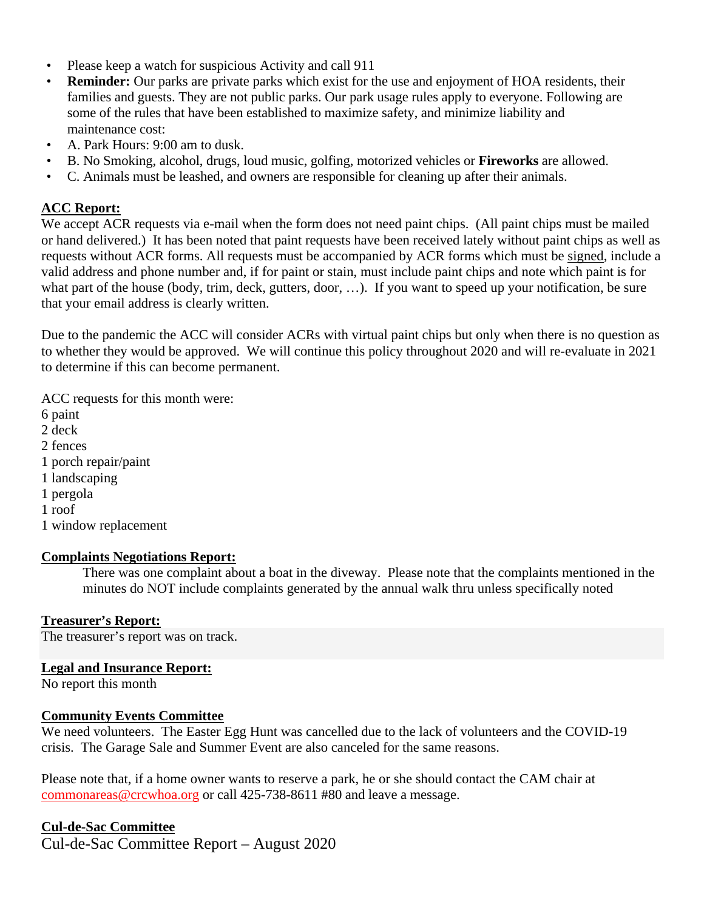- Please keep a watch for suspicious Activity and call 911
- **Reminder:** Our parks are private parks which exist for the use and enjoyment of HOA residents, their families and guests. They are not public parks. Our park usage rules apply to everyone. Following are some of the rules that have been established to maximize safety, and minimize liability and maintenance cost:
- A. Park Hours: 9:00 am to dusk.
- B. No Smoking, alcohol, drugs, loud music, golfing, motorized vehicles or **Fireworks** are allowed.
- C. Animals must be leashed, and owners are responsible for cleaning up after their animals.

**ACC Report:**

We accept ACR requests via e-mail when the form does not need paint chips. (All paint chips must be mailed or hand delivered.) It has been noted that paint requests have been received lately without paint chips as well as requests without ACR forms. All requests must be accompanied by ACR forms which must be signed, include a valid address and phone number and, if for paint or stain, must include paint chips and note which paint is for what part of the house (body, trim, deck, gutters, door, …). If you want to speed up your notification, be sure that your email address is clearly written.

Due to the pandemic the ACC will consider ACRs with virtual paint chips but only when there is no question as to whether they would be approved. We will continue this policy throughout 2020 and will re-evaluate in 2021 to determine if this can become permanent.

ACC requests for this month were:
6 paint
2 deck
2 fences
1 porch repair/paint
1 landscaping
1 pergola
1 roof
1 window replacement

**Complaints Negotiations Report:**

There was one complaint about a boat in the diveway. Please note that the complaints mentioned in the minutes do NOT include complaints generated by the annual walk thru unless specifically noted

**Treasurer's Report:**

The treasurer's report was on track.

**Legal and Insurance Report:**

No report this month

**Community Events Committee**

We need volunteers. The Easter Egg Hunt was cancelled due to the lack of volunteers and the COVID-19 crisis. The Garage Sale and Summer Event are also canceled for the same reasons.

Please note that, if a home owner wants to reserve a park, he or she should contact the CAM chair at commonareas@crcwhoa.org or call 425-738-8611 #80 and leave a message.

**Cul-de-Sac Committee**

Cul-de-Sac Committee Report – August 2020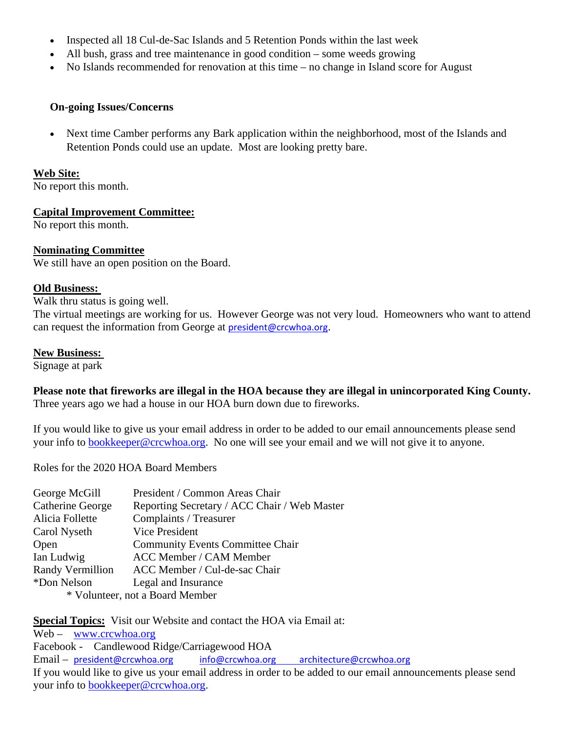- Inspected all 18 Cul-de-Sac Islands and 5 Retention Ponds within the last week
- All bush, grass and tree maintenance in good condition – some weeds growing
- No Islands recommended for renovation at this time – no change in Island score for August

**On-going Issues/Concerns**

- Next time Camber performs any Bark application within the neighborhood, most of the Islands and Retention Ponds could use an update. Most are looking pretty bare.

**Web Site:**
No report this month.

**Capital Improvement Committee:**
No report this month.

**Nominating Committee**
We still have an open position on the Board.

**Old Business:**
Walk thru status is going well.
The virtual meetings are working for us. However George was not very loud. Homeowners who want to attend can request the information from George at president@crcwhoa.org.

**New Business:**
Signage at park

**Please note that fireworks are illegal in the HOA because they are illegal in unincorporated King County.** Three years ago we had a house in our HOA burn down due to fireworks.

If you would like to give us your email address in order to be added to our email announcements please send your info to bookkeeper@crcwhoa.org. No one will see your email and we will not give it to anyone.

Roles for the 2020 HOA Board Members

| | |
|---|---|
| George McGill | President / Common Areas Chair |
| Catherine George | Reporting Secretary / ACC Chair / Web Master |
| Alicia Follette | Complaints / Treasurer |
| Carol Nyseth | Vice President |
| Open | Community Events Committee Chair |
| Ian Ludwig | ACC Member / CAM Member |
| Randy Vermillion | ACC Member / Cul-de-sac Chair |
| *Don Nelson | Legal and Insurance |

\* Volunteer, not a Board Member

**Special Topics:** Visit our Website and contact the HOA via Email at:
Web – www.crcwhoa.org
Facebook - Candlewood Ridge/Carriagewood HOA
Email – president@crcwhoa.org info@crcwhoa.org architecture@crcwhoa.org
If you would like to give us your email address in order to be added to our email announcements please send your info to bookkeeper@crcwhoa.org.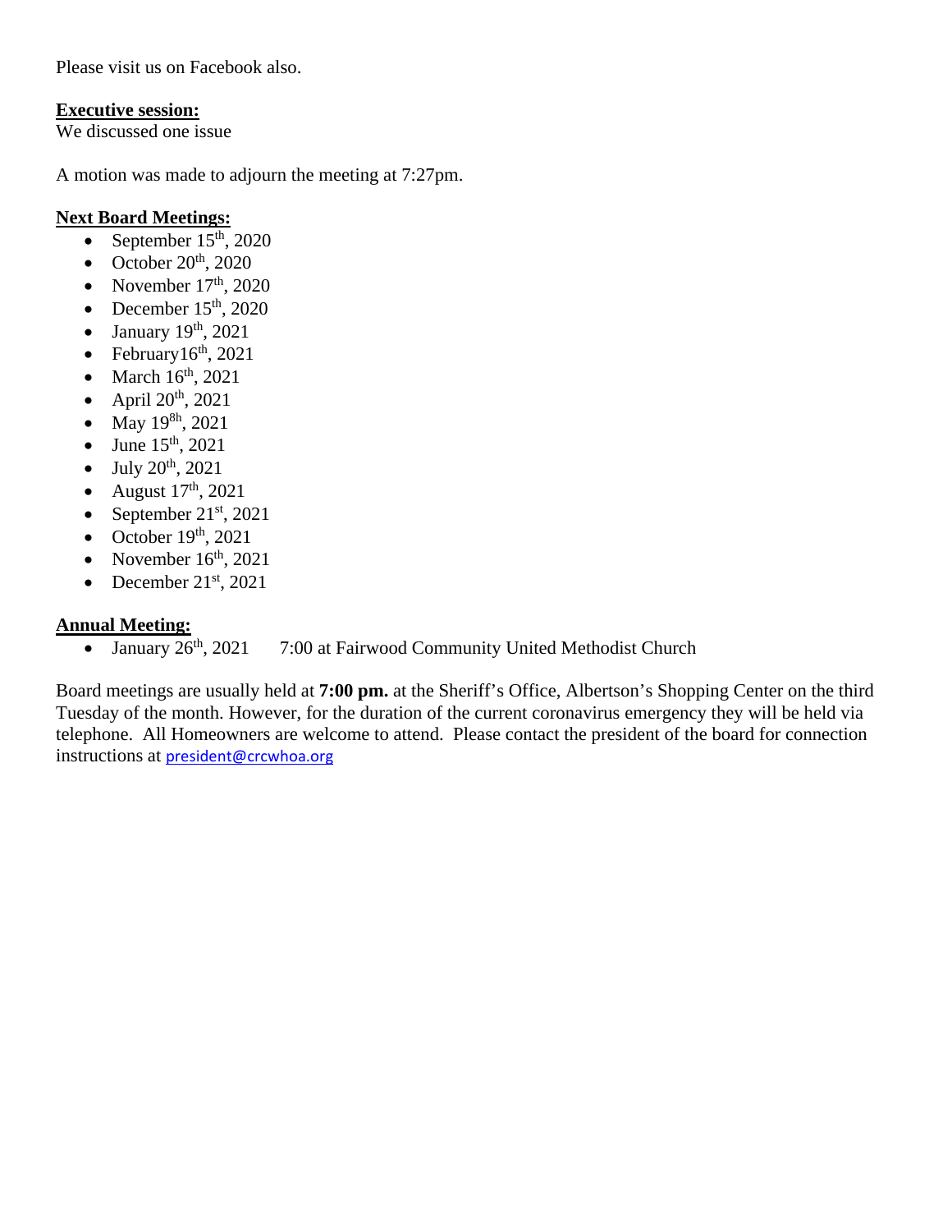Please visit us on Facebook also.

**Executive session:**
We discussed one issue

A motion was made to adjourn the meeting at 7:27pm.

**Next Board Meetings:**

- September 15th, 2020
- October 20th, 2020
- November 17th, 2020
- December 15th, 2020
- January 19th, 2021
- February16th, 2021
- March 16th, 2021
- April 20th, 2021
- May 198h, 2021
- June 15th, 2021
- July 20th, 2021
- August 17th, 2021
- September 21st, 2021
- October 19th, 2021
- November 16th, 2021
- December 21st, 2021

**Annual Meeting:**

- January 26th, 2021 7:00 at Fairwood Community United Methodist Church

Board meetings are usually held at **7:00 pm.** at the Sheriff's Office, Albertson's Shopping Center on the third Tuesday of the month. However, for the duration of the current coronavirus emergency they will be held via telephone. All Homeowners are welcome to attend. Please contact the president of the board for connection instructions at president@crcwhoa.org